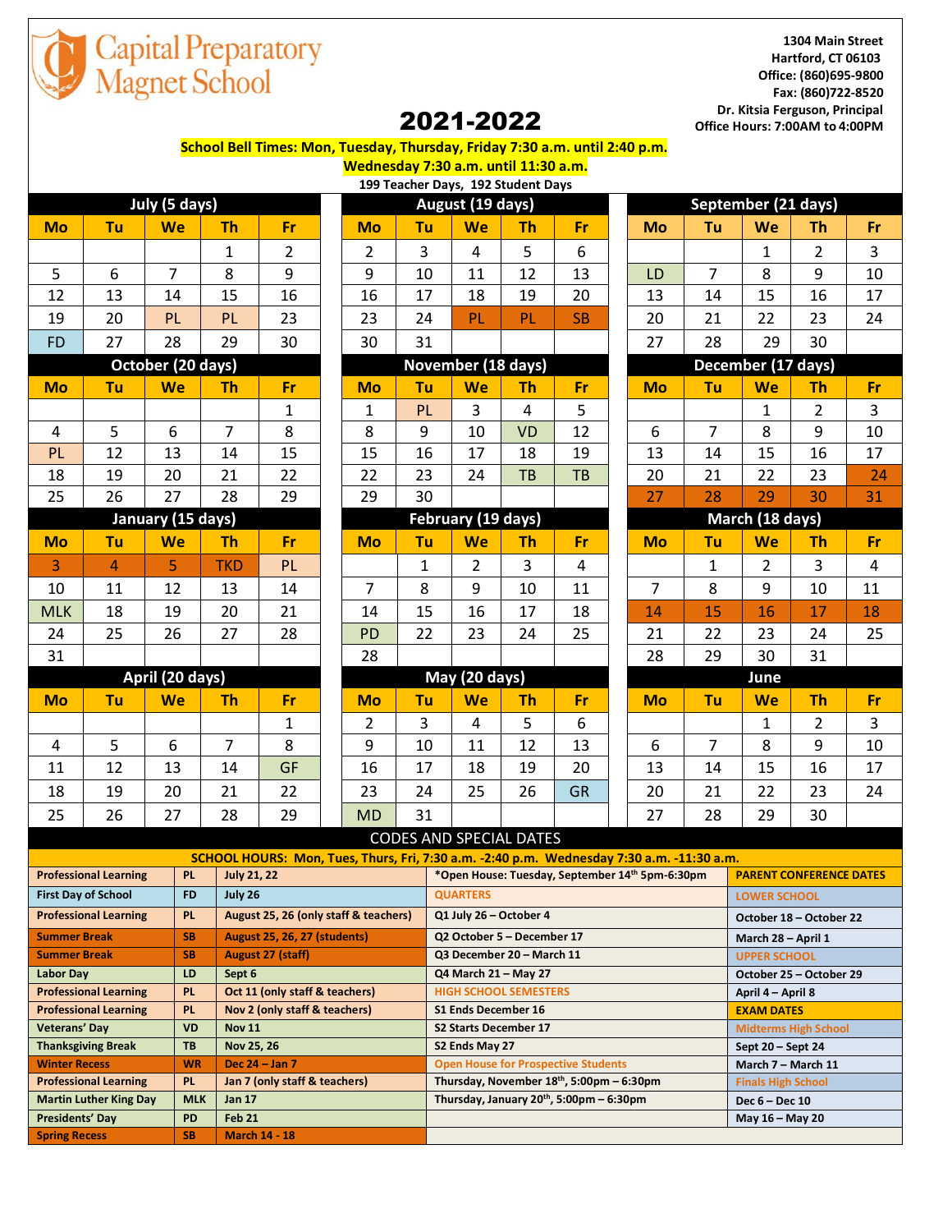# Capital Preparatory Magnet School

1304 Main Street
Hartford, CT 06103
Office: (860)695-9800
Fax: (860)722-8520
Dr. Kitsia Ferguson, Principal
Office Hours: 7:00AM to 4:00PM

# 2021-2022

**School Bell Times: Mon, Tuesday, Thursday, Friday 7:30 a.m. until 2:40 p.m.**
**Wednesday 7:30 a.m. until 11:30 a.m.**
**199 Teacher Days, 192 Student Days**

### July (5 days)

| Mo | Tu | We | Th | Fr |
|---|---|---|---|---|
| | | | 1 | 2 |
| 5 | 6 | 7 | 8 | 9 |
| 12 | 13 | 14 | 15 | 16 |
| 19 | 20 | PL | PL | 23 |
| FD | 27 | 28 | 29 | 30 |

### August (19 days)

| Mo | Tu | We | Th | Fr |
|---|---|---|---|---|
| 2 | 3 | 4 | 5 | 6 |
| 9 | 10 | 11 | 12 | 13 |
| 16 | 17 | 18 | 19 | 20 |
| 23 | 24 | PL | PL | SB |
| 30 | 31 | | | |

### September (21 days)

| Mo | Tu | We | Th | Fr |
|---|---|---|---|---|
| | | 1 | 2 | 3 |
| LD | 7 | 8 | 9 | 10 |
| 13 | 14 | 15 | 16 | 17 |
| 20 | 21 | 22 | 23 | 24 |
| 27 | 28 | 29 | 30 | |

### October (20 days)

| Mo | Tu | We | Th | Fr |
|---|---|---|---|---|
| | | | | 1 |
| 4 | 5 | 6 | 7 | 8 |
| PL | 12 | 13 | 14 | 15 |
| 18 | 19 | 20 | 21 | 22 |
| 25 | 26 | 27 | 28 | 29 |

### November (18 days)

| Mo | Tu | We | Th | Fr |
|---|---|---|---|---|
| 1 | PL | 3 | 4 | 5 |
| 8 | 9 | 10 | VD | 12 |
| 15 | 16 | 17 | 18 | 19 |
| 22 | 23 | 24 | TB | TB |
| 29 | 30 | | | |

### December (17 days)

| Mo | Tu | We | Th | Fr |
|---|---|---|---|---|
| | | 1 | 2 | 3 |
| 6 | 7 | 8 | 9 | 10 |
| 13 | 14 | 15 | 16 | 17 |
| 20 | 21 | 22 | 23 | 24 |
| 27 | 28 | 29 | 30 | 31 |

### January (15 days)

| Mo | Tu | We | Th | Fr |
|---|---|---|---|---|
| 3 | 4 | 5 | TKD | PL |
| 10 | 11 | 12 | 13 | 14 |
| MLK | 18 | 19 | 20 | 21 |
| 24 | 25 | 26 | 27 | 28 |
| 31 | | | | |

### February (19 days)

| Mo | Tu | We | Th | Fr |
|---|---|---|---|---|
| | 1 | 2 | 3 | 4 |
| 7 | 8 | 9 | 10 | 11 |
| 14 | 15 | 16 | 17 | 18 |
| PD | 22 | 23 | 24 | 25 |
| 28 | | | | |

### March (18 days)

| Mo | Tu | We | Th | Fr |
|---|---|---|---|---|
| | 1 | 2 | 3 | 4 |
| 7 | 8 | 9 | 10 | 11 |
| 14 | 15 | 16 | 17 | 18 |
| 21 | 22 | 23 | 24 | 25 |
| 28 | 29 | 30 | 31 | |

### April (20 days)

| Mo | Tu | We | Th | Fr |
|---|---|---|---|---|
| | | | | 1 |
| 4 | 5 | 6 | 7 | 8 |
| 11 | 12 | 13 | 14 | GF |
| 18 | 19 | 20 | 21 | 22 |
| 25 | 26 | 27 | 28 | 29 |

### May (20 days)

| Mo | Tu | We | Th | Fr |
|---|---|---|---|---|
| 2 | 3 | 4 | 5 | 6 |
| 9 | 10 | 11 | 12 | 13 |
| 16 | 17 | 18 | 19 | 20 |
| 23 | 24 | 25 | 26 | GR |
| MD | 31 | | | |

### June

| Mo | Tu | We | Th | Fr |
|---|---|---|---|---|
| | | 1 | 2 | 3 |
| 6 | 7 | 8 | 9 | 10 |
| 13 | 14 | 15 | 16 | 17 |
| 20 | 21 | 22 | 23 | 24 |
| 27 | 28 | 29 | 30 | |

## CODES AND SPECIAL DATES

**SCHOOL HOURS: Mon, Tues, Thurs, Fri, 7:30 a.m. -2:40 p.m. Wednesday 7:30 a.m. -11:30 a.m.**

| Event | Code | Date |
|---|---|---|
| Professional Learning | PL | July 21, 22 |
| First Day of School | FD | July 26 |
| Professional Learning | PL | August 25, 26 (only staff & teachers) |
| Summer Break | SB | August 25, 26, 27 (students) |
| Summer Break | SB | August 27 (staff) |
| Labor Day | LD | Sept 6 |
| Professional Learning | PL | Oct 11 (only staff & teachers) |
| Professional Learning | PL | Nov 2 (only staff & teachers) |
| Veterans' Day | VD | Nov 11 |
| Thanksgiving Break | TB | Nov 25, 26 |
| Winter Recess | WR | Dec 24 – Jan 7 |
| Professional Learning | PL | Jan 7 (only staff & teachers) |
| Martin Luther King Day | MLK | Jan 17 |
| Presidents' Day | PD | Feb 21 |
| Spring Recess | SB | March 14 - 18 |

*Open House: Tuesday, September 14th 5pm-6:30pm

**QUARTERS**
- Q1 July 26 – October 4
- Q2 October 5 – December 17
- Q3 December 20 – March 11
- Q4 March 21 – May 27

**HIGH SCHOOL SEMESTERS**
- S1 Ends December 16
- S2 Starts December 17
- S2 Ends May 27

**Open House for Prospective Students**
- Thursday, November 18th, 5:00pm – 6:30pm
- Thursday, January 20th, 5:00pm – 6:30pm

**PARENT CONFERENCE DATES**

**LOWER SCHOOL**
- October 18 – October 22
- March 28 – April 1

**UPPER SCHOOL**
- October 25 – October 29
- April 4 – April 8

**EXAM DATES**

**Midterms High School**
- Sept 20 – Sept 24
- March 7 – March 11

**Finals High School**
- Dec 6 – Dec 10
- May 16 – May 20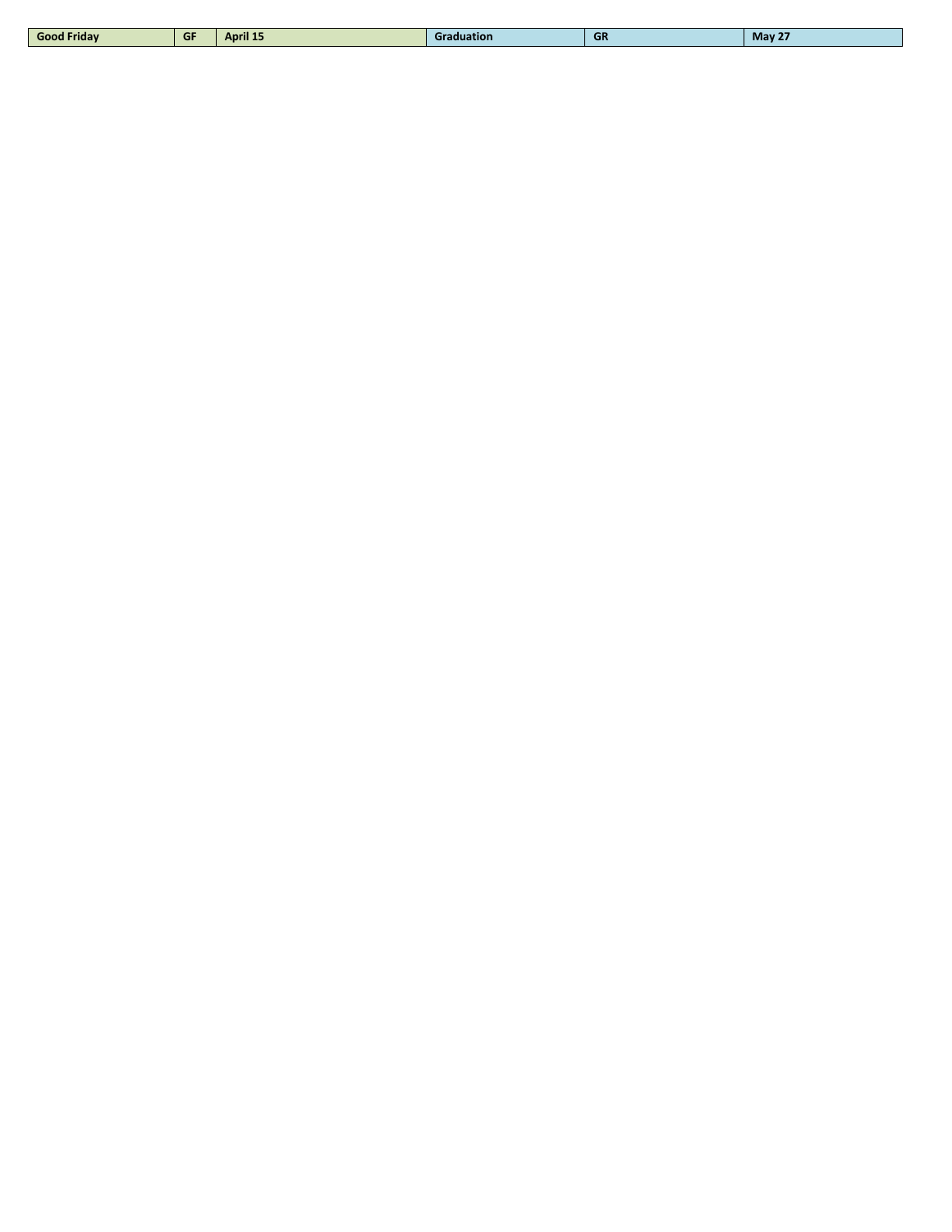| | | | | | |
|---|---|---|---|---|---|
| **Good Friday** | **GF** | **April 15** | **Graduation** | **GR** | **May 27** |